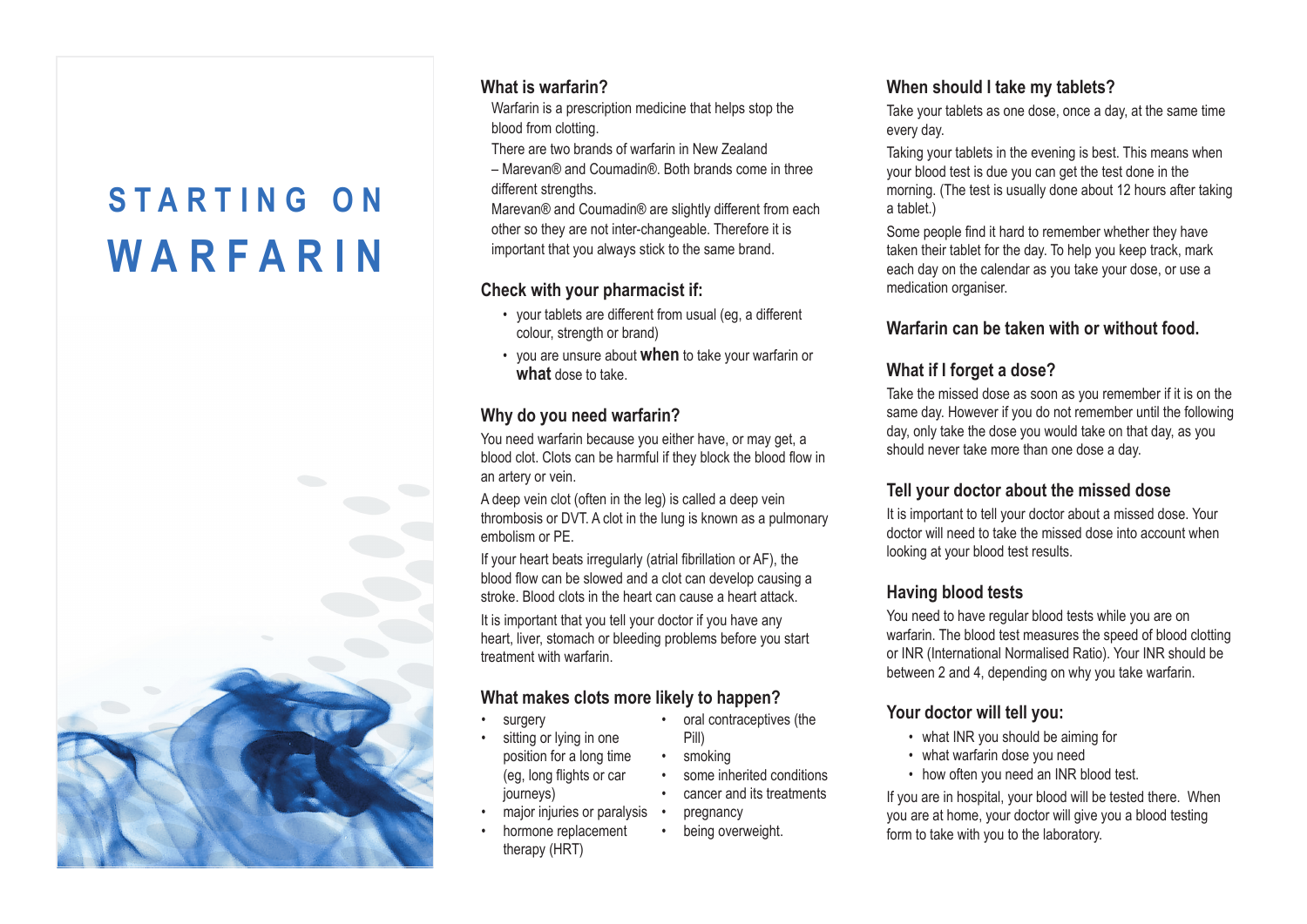# STARTING ON WARFARIN

## What is warfarin?

Warfarin is a prescription medicine that helps stop the blood from clotting.

There are two brands of warfarin in New Zealand – Marevan® and Coumadin®. Both brands come in three different strengths.

Marevan® and Coumadin® are slightly different from each other so they are not inter-changeable. Therefore it is important that you always stick to the same brand.

## Check with your pharmacist if:

- your tablets are different from usual (eg, a different colour, strength or brand)
- you are unsure about **when** to take your warfarin or **what** dose to take.

## Why do you need warfarin?

You need warfarin because you either have, or may get, a blood clot. Clots can be harmful if they block the blood flow in an artery or vein.

A deep vein clot (often in the leg) is called a deep vein thrombosis or DVT. A clot in the lung is known as a pulmonary embolism or PE.

If your heart beats irregularly (atrial fibrillation or AF), the blood flow can be slowed and a clot can develop causing a stroke. Blood clots in the heart can cause a heart attack.

It is important that you tell your doctor if you have any heart, liver, stomach or bleeding problems before you start treatment with warfarin.

## What makes clots more likely to happen?

- surgery
- sitting or lying in one position for a long time (eg, long flights or car journeys)
- major injuries or paralysis
- hormone replacement therapy (HRT)
- oral contraceptives (the Pill)
- smoking
- some inherited conditions
- cancer and its treatments
- pregnancy
- being overweight.

## When should I take my tablets?

Take your tablets as one dose, once a day, at the same time every day.

Taking your tablets in the evening is best. This means when your blood test is due you can get the test done in the morning. (The test is usually done about 12 hours after taking a tablet.)

Some people find it hard to remember whether they have taken their tablet for the day. To help you keep track, mark each day on the calendar as you take your dose, or use a medication organiser.

## Warfarin can be taken with or without food.

## What if I forget a dose?

Take the missed dose as soon as you remember if it is on the same day. However if you do not remember until the following day, only take the dose you would take on that day, as you should never take more than one dose a day.

## Tell your doctor about the missed dose

It is important to tell your doctor about a missed dose. Your doctor will need to take the missed dose into account when looking at your blood test results.

## Having blood tests

You need to have regular blood tests while you are on warfarin. The blood test measures the speed of blood clotting or INR (International Normalised Ratio). Your INR should be between 2 and 4, depending on why you take warfarin.

## Your doctor will tell you:

- what INR you should be aiming for
- what warfarin dose you need
- how often you need an INR blood test.

If you are in hospital, your blood will be tested there. When you are at home, your doctor will give you a blood testing form to take with you to the laboratory.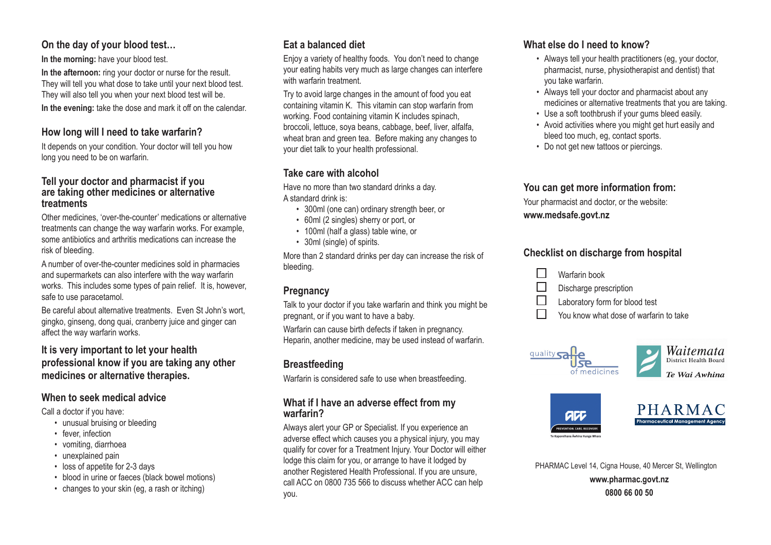## On the day of your blood test…

**In the morning:** have your blood test.

**In the afternoon:** ring your doctor or nurse for the result. They will tell you what dose to take until your next blood test. They will also tell you when your next blood test will be.

**In the evening:** take the dose and mark it off on the calendar.

## How long will I need to take warfarin?

It depends on your condition. Your doctor will tell you how long you need to be on warfarin.

## Tell your doctor and pharmacist if you are taking other medicines or alternative treatments

Other medicines, 'over-the-counter' medications or alternative treatments can change the way warfarin works. For example, some antibiotics and arthritis medications can increase the risk of bleeding.

A number of over-the-counter medicines sold in pharmacies and supermarkets can also interfere with the way warfarin works. This includes some types of pain relief. It is, however, safe to use paracetamol.

Be careful about alternative treatments. Even St John's wort, gingko, ginseng, dong quai, cranberry juice and ginger can affect the way warfarin works.

**It is very important to let your health professional know if you are taking any other medicines or alternative therapies.**

## When to seek medical advice

Call a doctor if you have:

- unusual bruising or bleeding
- fever, infection
- vomiting, diarrhoea
- unexplained pain
- loss of appetite for 2-3 days
- blood in urine or faeces (black bowel motions)
- changes to your skin (eg, a rash or itching)

## Eat a balanced diet

Enjoy a variety of healthy foods. You don't need to change your eating habits very much as large changes can interfere with warfarin treatment.

Try to avoid large changes in the amount of food you eat containing vitamin K. This vitamin can stop warfarin from working. Food containing vitamin K includes spinach, broccoli, lettuce, soya beans, cabbage, beef, liver, alfalfa, wheat bran and green tea. Before making any changes to your diet talk to your health professional.

## Take care with alcohol

Have no more than two standard drinks a day.
A standard drink is:

- 300ml (one can) ordinary strength beer, or
- 60ml (2 singles) sherry or port, or
- 100ml (half a glass) table wine, or
- 30ml (single) of spirits.

More than 2 standard drinks per day can increase the risk of bleeding.

## Pregnancy

Talk to your doctor if you take warfarin and think you might be pregnant, or if you want to have a baby.

Warfarin can cause birth defects if taken in pregnancy. Heparin, another medicine, may be used instead of warfarin.

## Breastfeeding

Warfarin is considered safe to use when breastfeeding.

## What if I have an adverse effect from my warfarin?

Always alert your GP or Specialist. If you experience an adverse effect which causes you a physical injury, you may qualify for cover for a Treatment Injury. Your Doctor will either lodge this claim for you, or arrange to have it lodged by another Registered Health Professional. If you are unsure, call ACC on 0800 735 566 to discuss whether ACC can help you.

## What else do I need to know?

- Always tell your health practitioners (eg, your doctor, pharmacist, nurse, physiotherapist and dentist) that you take warfarin.
- Always tell your doctor and pharmacist about any medicines or alternative treatments that you are taking.
- Use a soft toothbrush if your gums bleed easily.
- Avoid activities where you might get hurt easily and bleed too much, eg, contact sports.
- Do not get new tattoos or piercings.

## You can get more information from:

Your pharmacist and doctor, or the website:
**www.medsafe.govt.nz**

## Checklist on discharge from hospital

- ☐ Warfarin book
- ☐ Discharge prescription
- ☐ Laboratory form for blood test
- ☐ You know what dose of warfarin to take

quality safe use of medicines

Waitemata District Health Board *Te Wai Awhina*

ACC PREVENTION. CARE. RECOVERY. Te Kaporeihana Āwhina Hunga Whara

PHARMAC Pharmaceutical Management Agency

PHARMAC Level 14, Cigna House, 40 Mercer St, Wellington

**www.pharmac.govt.nz**

**0800 66 00 50**